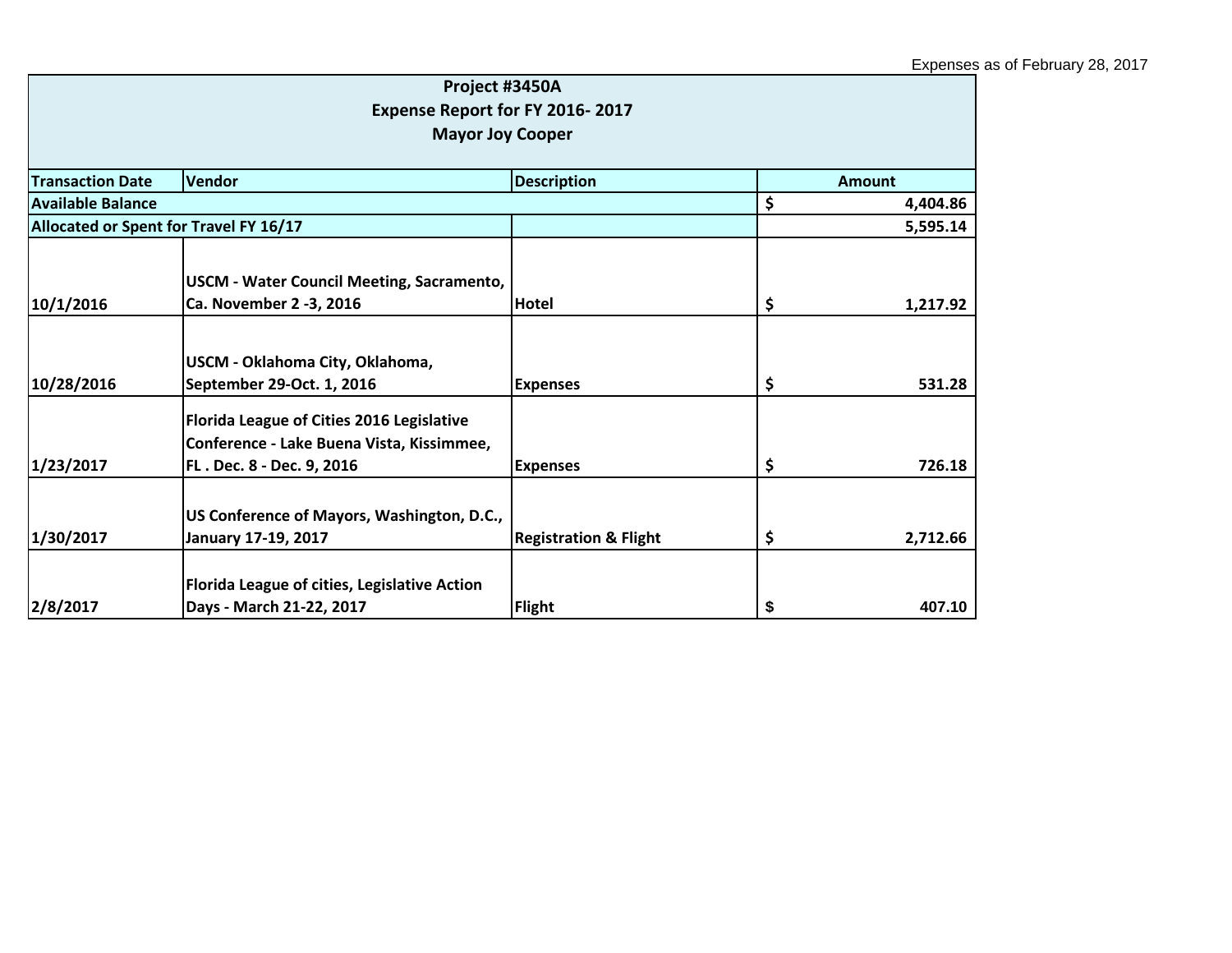Expenses as of February 28, 2017

| Project #3450A<br>Expense Report for FY 2016- 2017<br>Mayor Joy Cooper | | | |
|---|---|---|---|
| **Transaction Date** | **Vendor** | **Description** | **Amount** |
| **Available Balance** | | | **$ 4,404.86** |
| **Allocated or Spent for Travel FY 16/17** | | | **5,595.14** |
| **10/1/2016** | **USCM - Water Council Meeting, Sacramento, Ca. November 2 -3, 2016** | **Hotel** | **$ 1,217.92** |
| **10/28/2016** | **USCM - Oklahoma City, Oklahoma, September 29-Oct. 1, 2016** | **Expenses** | **$ 531.28** |
| **1/23/2017** | **Florida League of Cities 2016 Legislative Conference - Lake Buena Vista, Kissimmee, FL . Dec. 8 - Dec. 9, 2016** | **Expenses** | **$ 726.18** |
| **1/30/2017** | **US Conference of Mayors, Washington, D.C., January 17-19, 2017** | **Registration & Flight** | **$ 2,712.66** |
| **2/8/2017** | **Florida League of cities, Legislative Action Days - March 21-22, 2017** | **Flight** | **$ 407.10** |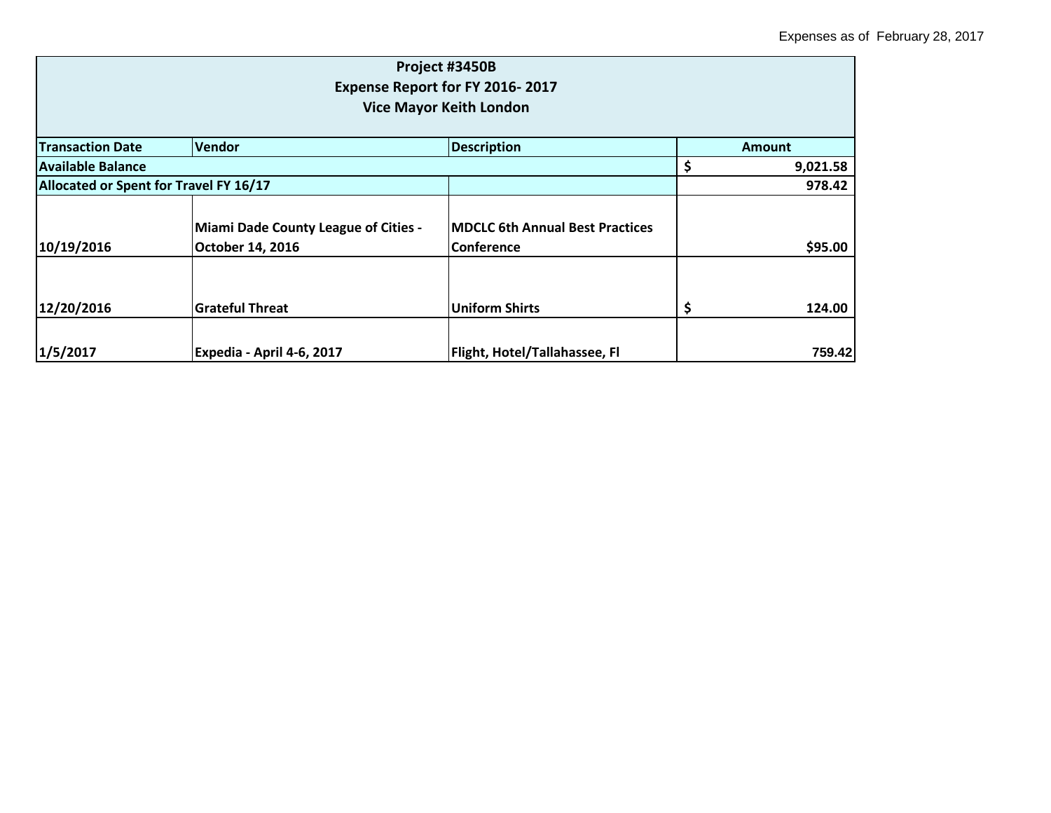Expenses as of February 28, 2017

| Project #3450B<br>Expense Report for FY 2016- 2017<br>Vice Mayor Keith London | | | |
|---|---|---|---|
| **Transaction Date** | **Vendor** | **Description** | **Amount** |
| **Available Balance** | | | **$ 9,021.58** |
| **Allocated or Spent for Travel FY 16/17** | | | **978.42** |
| **10/19/2016** | **Miami Dade County League of Cities - October 14, 2016** | **MDCLC 6th Annual Best Practices Conference** | **$95.00** |
| **12/20/2016** | **Grateful Threat** | **Uniform Shirts** | **$ 124.00** |
| **1/5/2017** | **Expedia - April 4-6, 2017** | **Flight, Hotel/Tallahassee, Fl** | **759.42** |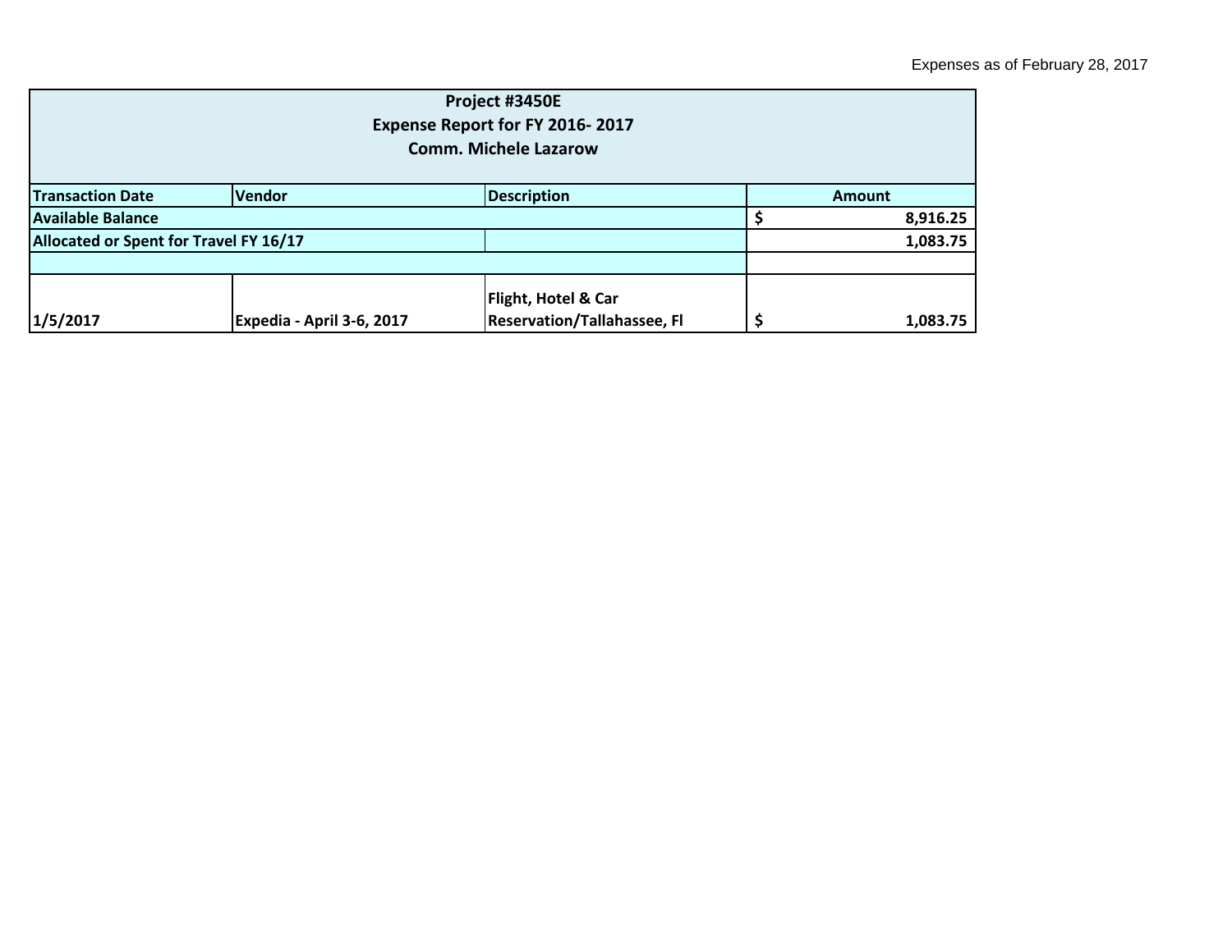Expenses as of February 28, 2017

| Project #3450E<br>Expense Report for FY 2016- 2017<br>Comm. Michele Lazarow | | | |
|---|---|---|---|
| **Transaction Date** | **Vendor** | **Description** | **Amount** |
| **Available Balance** | | | **$ 8,916.25** |
| **Allocated or Spent for Travel FY 16/17** | | | **1,083.75** |
| | | | |
| **1/5/2017** | **Expedia - April 3-6, 2017** | **Flight, Hotel & Car Reservation/Tallahassee, Fl** | **$ 1,083.75** |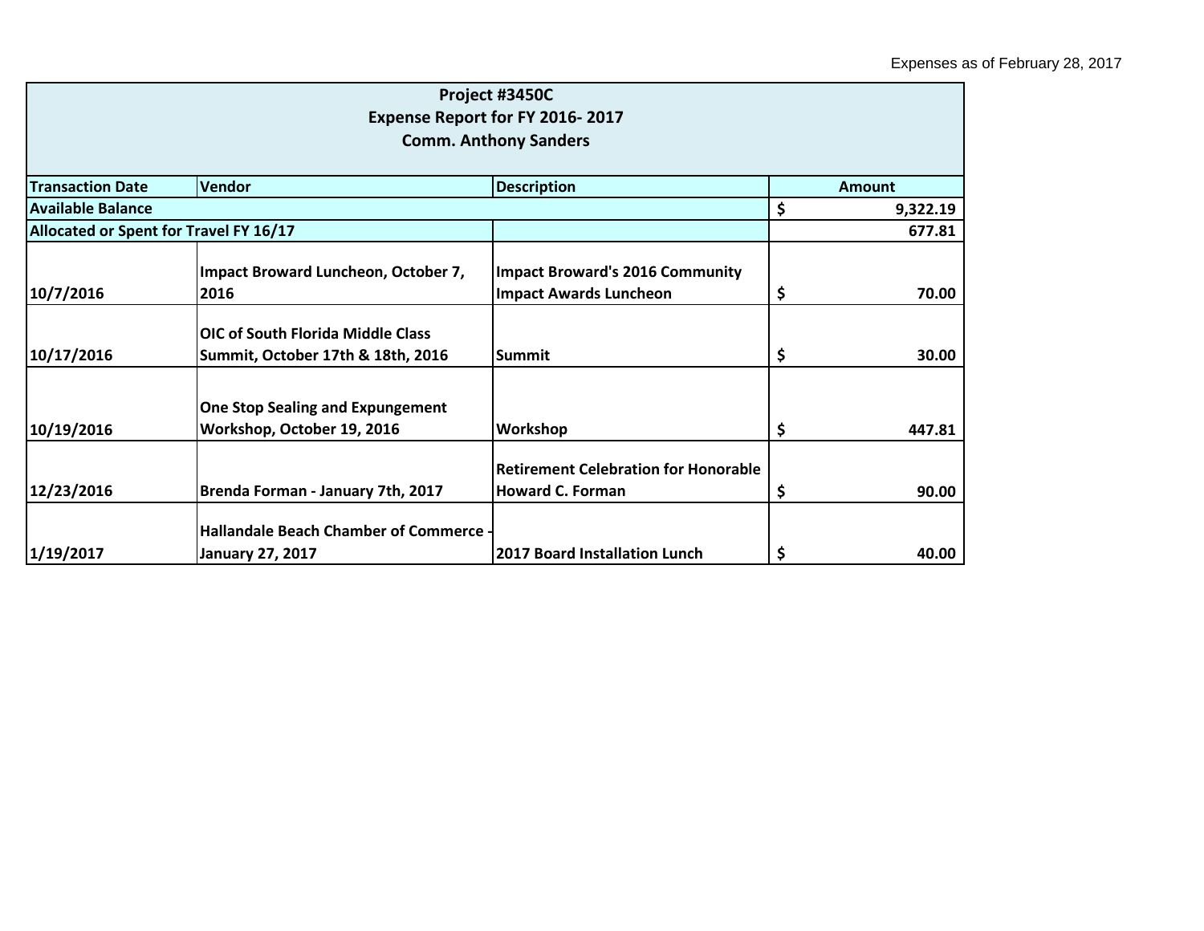Expenses as of February 28, 2017

| Project #3450C<br>Expense Report for FY 2016- 2017<br>Comm. Anthony Sanders | | | |
|---|---|---|---|
| **Transaction Date** | **Vendor** | **Description** | **Amount** |
| **Available Balance** | | | **$ 9,322.19** |
| **Allocated or Spent for Travel FY 16/17** | | | **677.81** |
| **10/7/2016** | **Impact Broward Luncheon, October 7, 2016** | **Impact Broward's 2016 Community Impact Awards Luncheon** | **$ 70.00** |
| **10/17/2016** | **OIC of South Florida Middle Class Summit, October 17th & 18th, 2016** | **Summit** | **$ 30.00** |
| **10/19/2016** | **One Stop Sealing and Expungement Workshop, October 19, 2016** | **Workshop** | **$ 447.81** |
| **12/23/2016** | **Brenda Forman - January 7th, 2017** | **Retirement Celebration for Honorable Howard C. Forman** | **$ 90.00** |
| **1/19/2017** | **Hallandale Beach Chamber of Commerce - January 27, 2017** | **2017 Board Installation Lunch** | **$ 40.00** |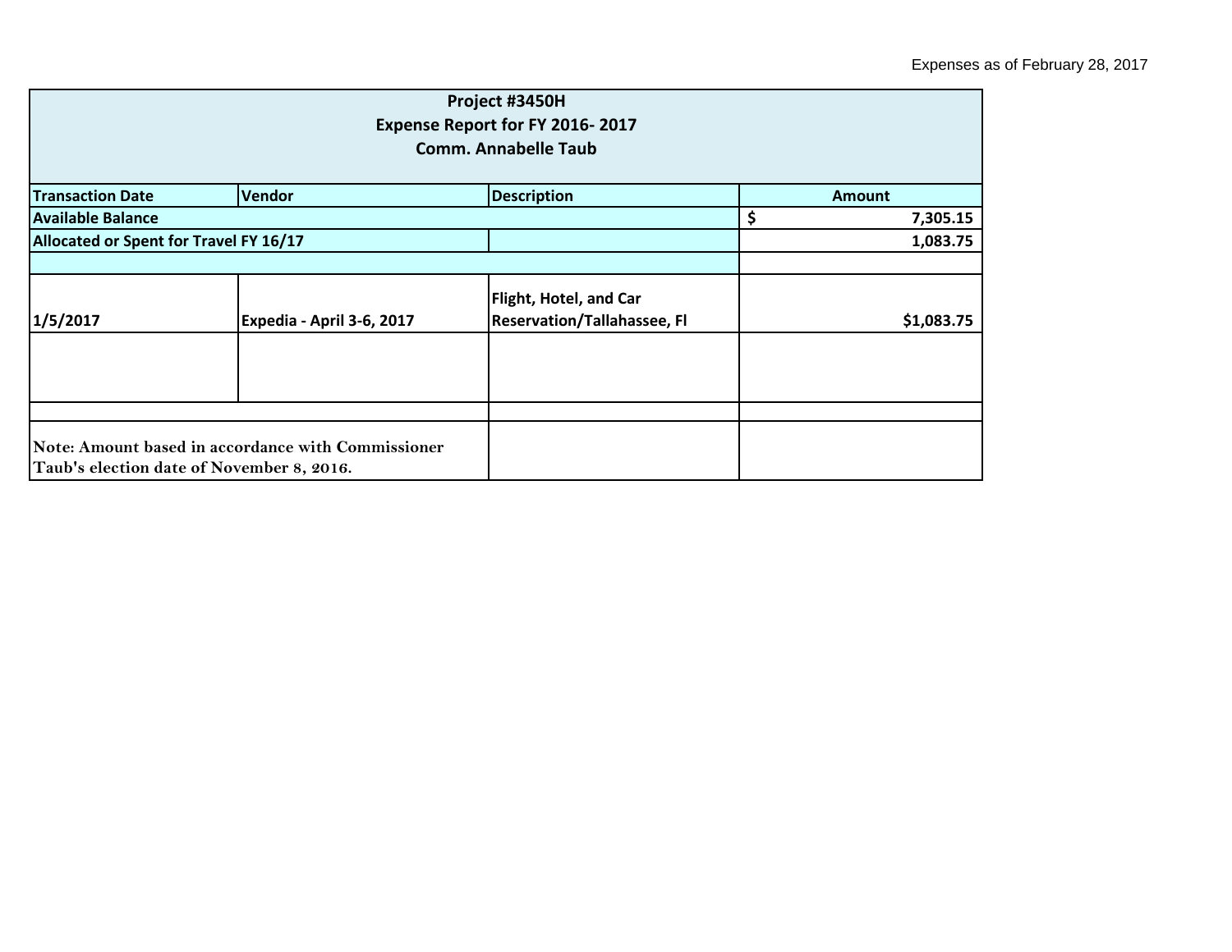Expenses as of February 28, 2017

| Project #3450H<br>Expense Report for FY 2016- 2017<br>Comm. Annabelle Taub | | | |
|---|---|---|---|
| **Transaction Date** | **Vendor** | **Description** | **Amount** |
| **Available Balance** | | | **$ 7,305.15** |
| **Allocated or Spent for Travel FY 16/17** | | | **1,083.75** |
| | | | |
| **1/5/2017** | **Expedia - April 3-6, 2017** | **Flight, Hotel, and Car Reservation/Tallahassee, Fl** | **$1,083.75** |
| | | | |
| | | | |
| **Note: Amount based in accordance with Commissioner Taub's election date of November 8, 2016.** | | | |